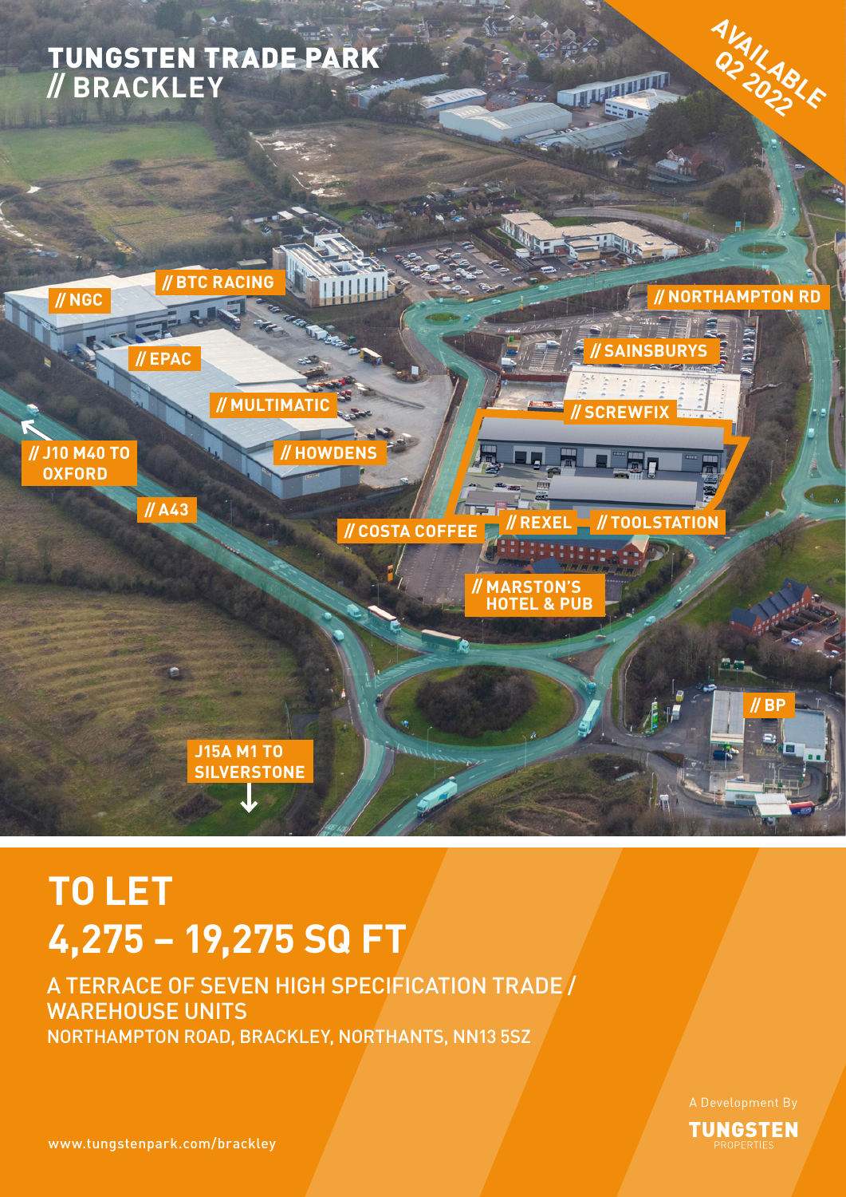# TUNGSTEN TRADE PARK // BRACKLEY

AVAILABLE Q2 2022

// NGC

// BTC RACING

// EPAC

// MULTIMATIC

// HOWDENS

// J10 M40 TO OXFORD

// A43

// NORTHAMPTON RD

// SAINSBURYS

// SCREWFIX

// COSTA COFFEE

// REXEL

// TOOLSTATION

// MARSTON'S HOTEL & PUB

// BP

J15A M1 TO SILVERSTONE

# TO LET
# 4,275 – 19,275 SQ FT

A TERRACE OF SEVEN HIGH SPECIFICATION TRADE / WAREHOUSE UNITS

NORTHAMPTON ROAD, BRACKLEY, NORTHANTS, NN13 5SZ

A Development By

**TUNGSTEN** PROPERTIES

www.tungstenpark.com/brackley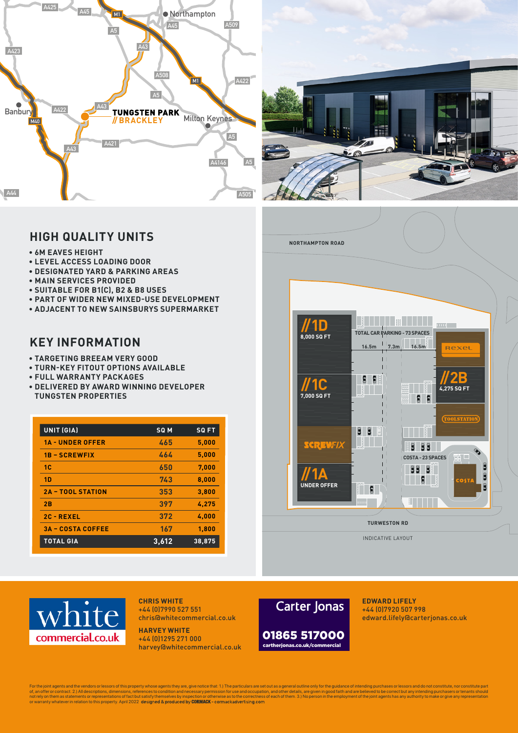## HIGH QUALITY UNITS

- 6M EAVES HEIGHT
- LEVEL ACCESS LOADING DOOR
- DESIGNATED YARD & PARKING AREAS
- MAIN SERVICES PROVIDED
- SUITABLE FOR B1(C), B2 & B8 USES
- PART OF WIDER NEW MIXED-USE DEVELOPMENT
- ADJACENT TO NEW SAINSBURYS SUPERMARKET

## KEY INFORMATION

- TARGETING BREEAM VERY GOOD
- TURN-KEY FITOUT OPTIONS AVAILABLE
- FULL WARRANTY PACKAGES
- DELIVERED BY AWARD WINNING DEVELOPER TUNGSTEN PROPERTIES

| UNIT (GIA) | SQ M | SQ FT |
|---|---|---|
| 1A - UNDER OFFER | 465 | 5,000 |
| 1B – SCREWFIX | 464 | 5,000 |
| 1C | 650 | 7,000 |
| 1D | 743 | 8,000 |
| 2A – TOOL STATION | 353 | 3,800 |
| 2B | 397 | 4,275 |
| 2C - REXEL | 372 | 4,000 |
| 3A – COSTA COFFEE | 167 | 1,800 |
| TOTAL GIA | 3,612 | 38,875 |

**CHRIS WHITE**
+44 (0)7990 527 551
chris@whitecommercial.co.uk

**HARVEY WHITE**
+44 (0)1295 271 000
harvey@whitecommercial.co.uk

Carter Jonas
01865 517000
carterjonas.co.uk/commercial

**EDWARD LIFELY**
+44 (0)7920 507 998
edward.lifely@carterjonas.co.uk

For the joint agents and the vendors or lessors of this property whose agents they are, give notice that: 1.) The particulars are set out as a general outline only for the guidance of intending purchases or lessors and do not constitute, nor constitute part of, an offer or contract. 2.) All descriptions, dimensions, references to condition and necessary permission for use and occupation, and other details, are given in good faith and are believed to be correct but any intending purchasers or tenants should not rely on them as statements or representations of fact but satisfy themselves by inspection or otherwise as to the correctness of each of them. 3.) No person in the employment of the joint agents has any authority to make or give any representation or warranty whatever in relation to this property. April 2022 designed & produced by CORMACK - cormackadvertising.com